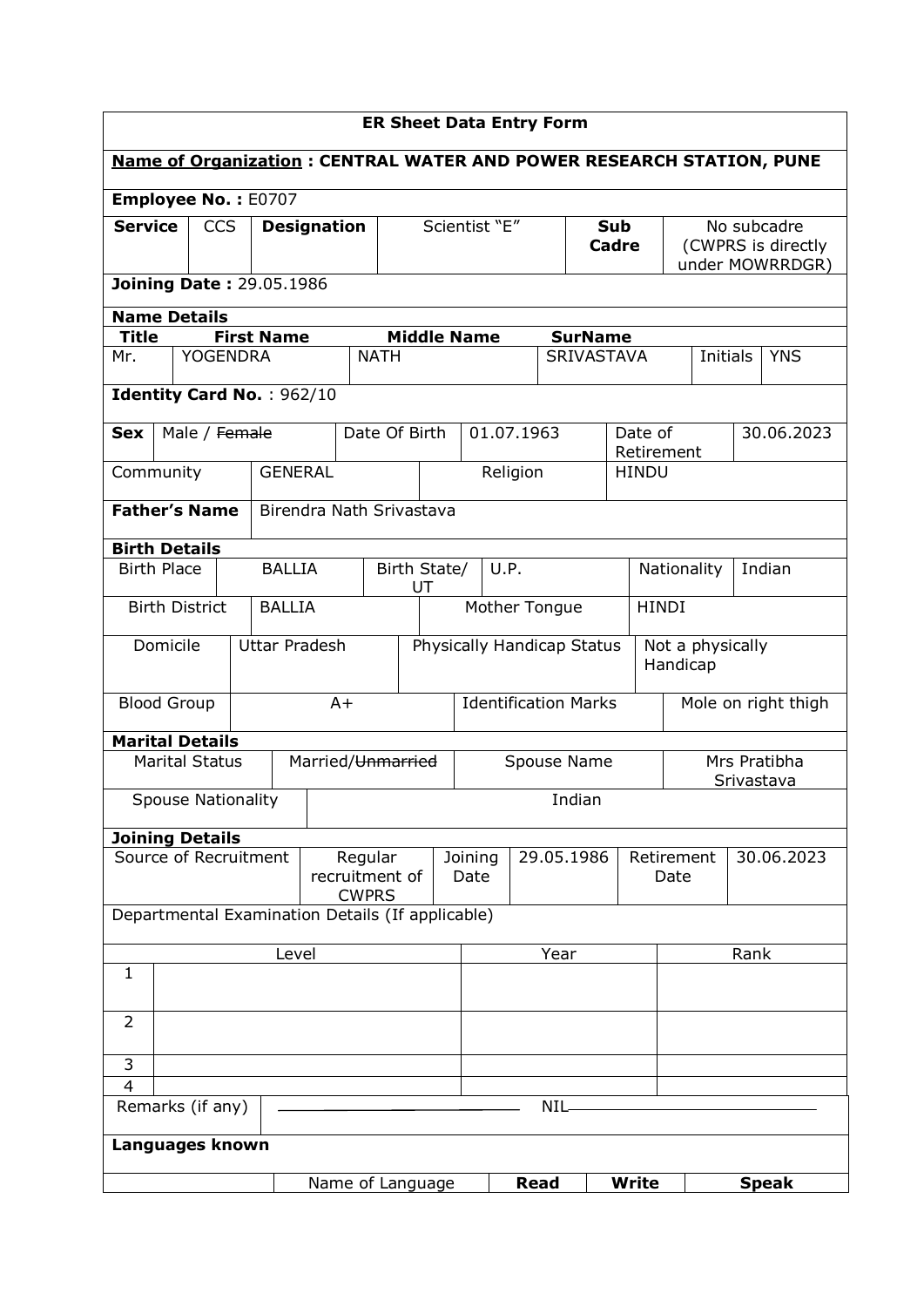# ER Sheet Data Entry Form

**Name of Organization : CENTRAL WATER AND POWER RESEARCH STATION, PUNE**

**Employee No. :** E0707

| **Service** | CCS | **Designation** | Scientist "E" | **Sub Cadre** | No subcadre (CWPRS is directly under MOWRRDGR) |
|---|---|---|---|---|---|

**Joining Date :** 29.05.1986

**Name Details**

| **Title** | **First Name** | **Middle Name** | **SurName** | | |
|---|---|---|---|---|---|
| Mr. | YOGENDRA | NATH | SRIVASTAVA | Initials | YNS |

**Identity Card No.** : 962/10

| **Sex** | Male / ~~Female~~ | Date Of Birth | 01.07.1963 | Date of Retirement | 30.06.2023 |
|---|---|---|---|---|---|
| Community | GENERAL | Religion | HINDU | | |

| **Father's Name** | Birendra Nath Srivastava |
|---|---|

**Birth Details**

| Birth Place | BALLIA | Birth State/ UT | U.P. | Nationality | Indian |
|---|---|---|---|---|---|
| Birth District | BALLIA | Mother Tongue | HINDI | | |
| Domicile | Uttar Pradesh | Physically Handicap Status | Not a physically Handicap | | |
| Blood Group | A+ | Identification Marks | Mole on right thigh | | |

**Marital Details**

| Marital Status | Married/~~Unmarried~~ | Spouse Name | Mrs Pratibha Srivastava |
|---|---|---|---|
| Spouse Nationality | Indian | | |

**Joining Details**

| Source of Recruitment | Regular recruitment of CWPRS | Joining Date | 29.05.1986 | Retirement Date | 30.06.2023 |
|---|---|---|---|---|---|

Departmental Examination Details (If applicable)

| | Level | Year | Rank |
|---|---|---|---|
| 1 | | | |
| 2 | | | |
| 3 | | | |
| 4 | | | |

| Remarks (if any) | NIL |
|---|---|

**Languages known**

| | Name of Language | **Read** | **Write** | **Speak** |
|---|---|---|---|---|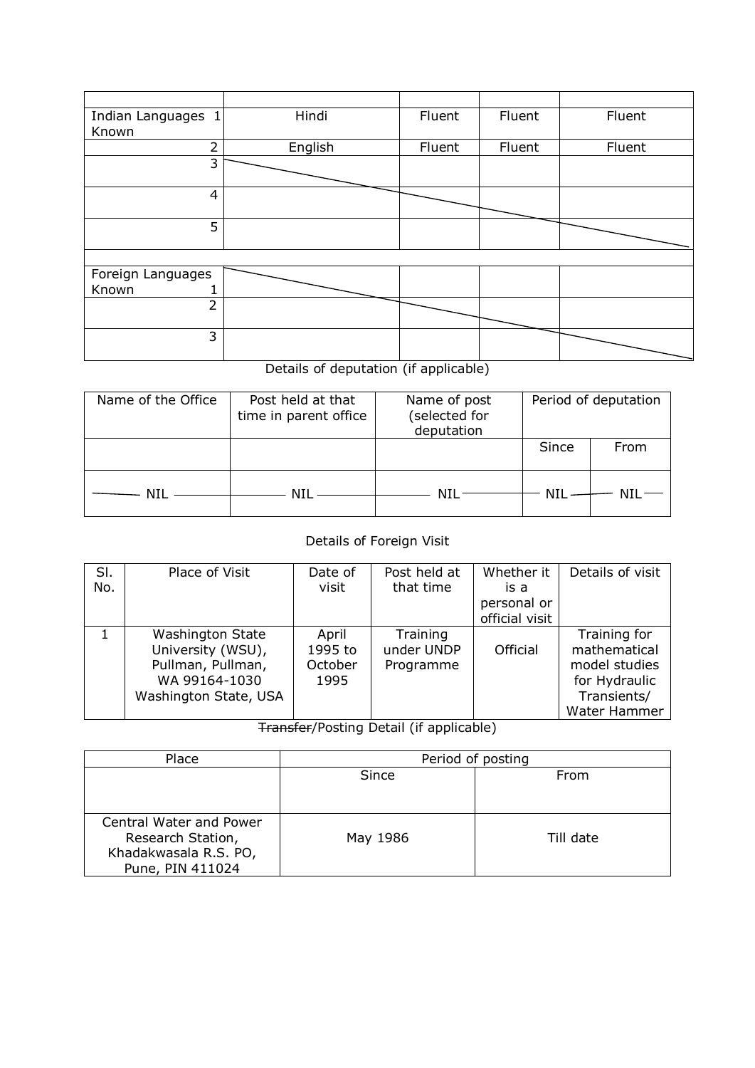| | | | | |
|---|---|---|---|---|
| Indian Languages Known 1 | Hindi | Fluent | Fluent | Fluent |
| 2 | English | Fluent | Fluent | Fluent |
| 3 | | | | |
| 4 | | | | |
| 5 | | | | |
| | | | | |
| Foreign Languages Known 1 | | | | |
| 2 | | | | |
| 3 | | | | |

Details of deputation (if applicable)

| Name of the Office | Post held at that time in parent office | Name of post (selected for deputation | Period of deputation | |
|---|---|---|---|---|
| | | | Since | From |
| NIL | NIL | NIL | NIL | NIL |

Details of Foreign Visit

| Sl. No. | Place of Visit | Date of visit | Post held at that time | Whether it is a personal or official visit | Details of visit |
|---|---|---|---|---|---|
| 1 | Washington State University (WSU), Pullman, Pullman, WA 99164-1030 Washington State, USA | April 1995 to October 1995 | Training under UNDP Programme | Official | Training for mathematical model studies for Hydraulic Transients/ Water Hammer |

~~Transfer~~/Posting Detail (if applicable)

| Place | Period of posting | |
|---|---|---|
| | Since | From |
| Central Water and Power Research Station, Khadakwasala R.S. PO, Pune, PIN 411024 | May 1986 | Till date |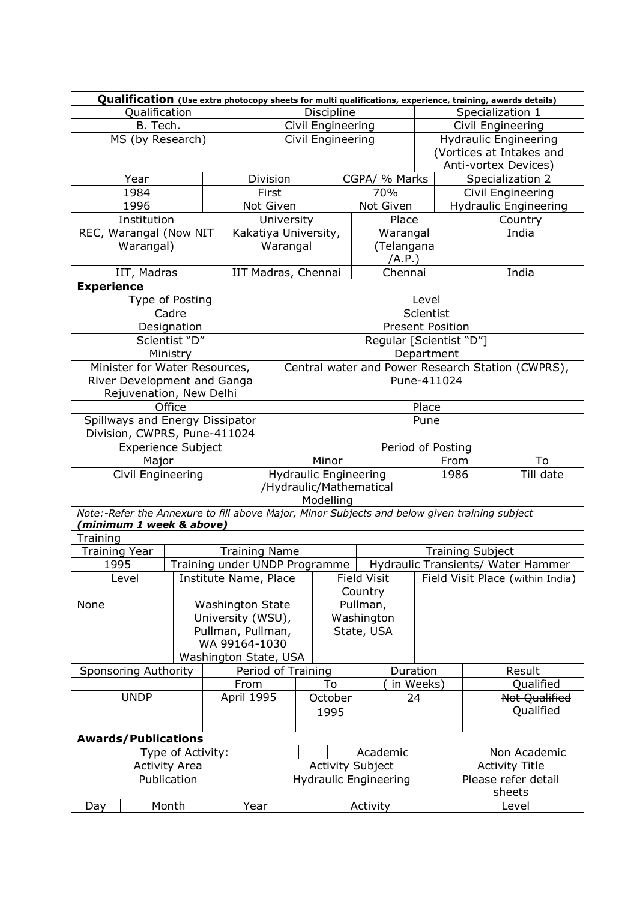**Qualification** *(Use extra photocopy sheets for multi qualifications, experience, training, awards details)*

| Qualification | Discipline | Specialization 1 |
|---|---|---|
| B. Tech. | Civil Engineering | Civil Engineering |
| MS (by Research) | Civil Engineering | Hydraulic Engineering (Vortices at Intakes and Anti-vortex Devices) |

| Year | Division | CGPA/ % Marks | Specialization 2 |
|---|---|---|---|
| 1984 | First | 70% | Civil Engineering |
| 1996 | Not Given | Not Given | Hydraulic Engineering |

| Institution | University | Place | Country |
|---|---|---|---|
| REC, Warangal (Now NIT Warangal) | Kakatiya University, Warangal | Warangal (Telangana /A.P.) | India |
| IIT, Madras | IIT Madras, Chennai | Chennai | India |

**Experience**

| Type of Posting | Level |
|---|---|
| Cadre | Scientist |
| Designation | Present Position |
| Scientist "D" | Regular [Scientist "D"] |
| Ministry | Department |
| Minister for Water Resources, River Development and Ganga Rejuvenation, New Delhi | Central water and Power Research Station (CWPRS), Pune-411024 |
| Office | Place |
| Spillways and Energy Dissipator Division, CWPRS, Pune-411024 | Pune |

| Experience Subject | | Period of Posting | |
|---|---|---|---|
| Major | Minor | From | To |
| Civil Engineering | Hydraulic Engineering /Hydraulic/Mathematical Modelling | 1986 | Till date |

*Note:-Refer the Annexure to fill above Major, Minor Subjects and below given training subject* ***(minimum 1 week & above)***

**Training**

| Training Year | Training Name | Training Subject |
|---|---|---|
| 1995 | Training under UNDP Programme | Hydraulic Transients/ Water Hammer |

| Level | Institute Name, Place | Field Visit Country | Field Visit Place (within India) |
|---|---|---|---|
| None | Washington State University (WSU), Pullman, Pullman, WA 99164-1030 Washington State, USA | Pullman, Washington State, USA | |

| Sponsoring Authority | Period of Training | | Duration | | Result |
|---|---|---|---|---|---|
| | From | To | ( in Weeks) | | Qualified |
| UNDP | April 1995 | October 1995 | 24 | | ~~Not Qualified~~ Qualified |

**Awards/Publications**

| Type of Activity: | | Academic | | ~~Non Academic~~ |
|---|---|---|---|---|
| Activity Area | | Activity Subject | | Activity Title |
| Publication | | Hydraulic Engineering | | Please refer detail sheets |

| Day | Month | Year | Activity | Level |
|---|---|---|---|---|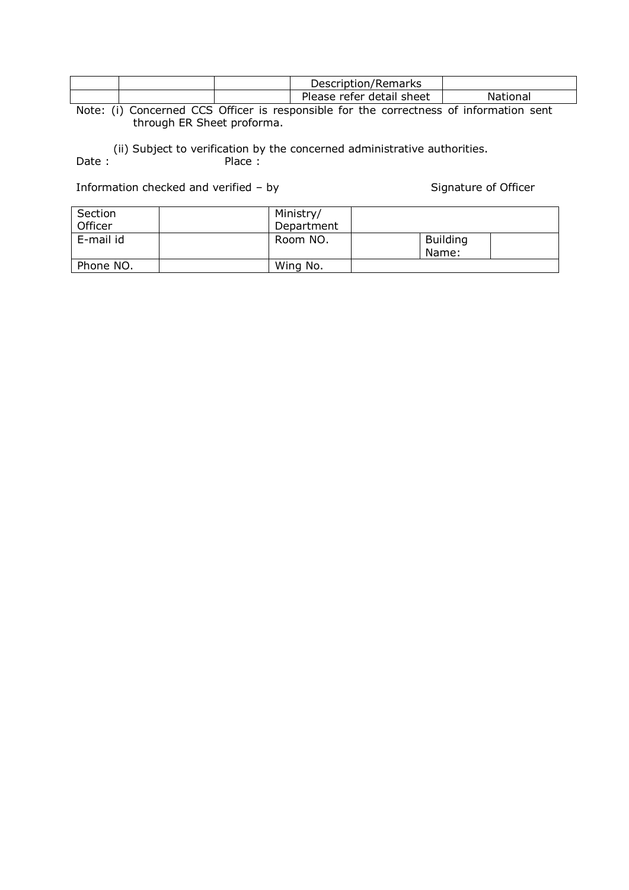| | | | Description/Remarks | |
|---|---|---|---|---|
| | | | Please refer detail sheet | National |

Note: (i) Concerned CCS Officer is responsible for the correctness of information sent through ER Sheet proforma.

(ii) Subject to verification by the concerned administrative authorities.

Date : Place :

Information checked and verified – by Signature of Officer

| Section Officer | | Ministry/ Department | | | |
|---|---|---|---|---|---|
| E-mail id | | Room NO. | | Building Name: | |
| Phone NO. | | Wing No. | | | |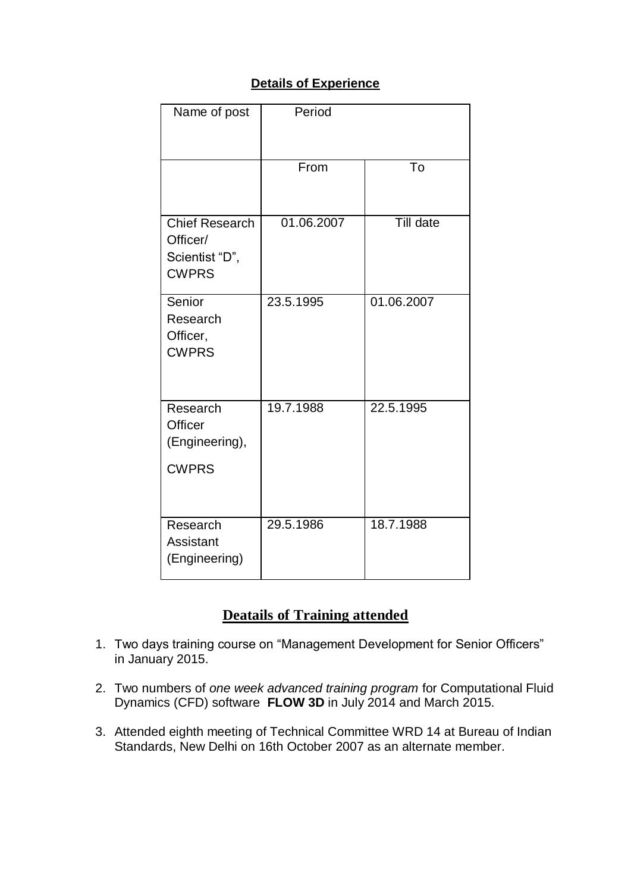## Details of Experience

| Name of post | Period | |
|---|---|---|
| | From | To |
| Chief Research Officer/ Scientist "D", CWPRS | 01.06.2007 | Till date |
| Senior Research Officer, CWPRS | 23.5.1995 | 01.06.2007 |
| Research Officer (Engineering), CWPRS | 19.7.1988 | 22.5.1995 |
| Research Assistant (Engineering) | 29.5.1986 | 18.7.1988 |

## Deatails of Training attended

1. Two days training course on "Management Development for Senior Officers" in January 2015.
2. Two numbers of *one week advanced training program* for Computational Fluid Dynamics (CFD) software **FLOW 3D** in July 2014 and March 2015.
3. Attended eighth meeting of Technical Committee WRD 14 at Bureau of Indian Standards, New Delhi on 16th October 2007 as an alternate member.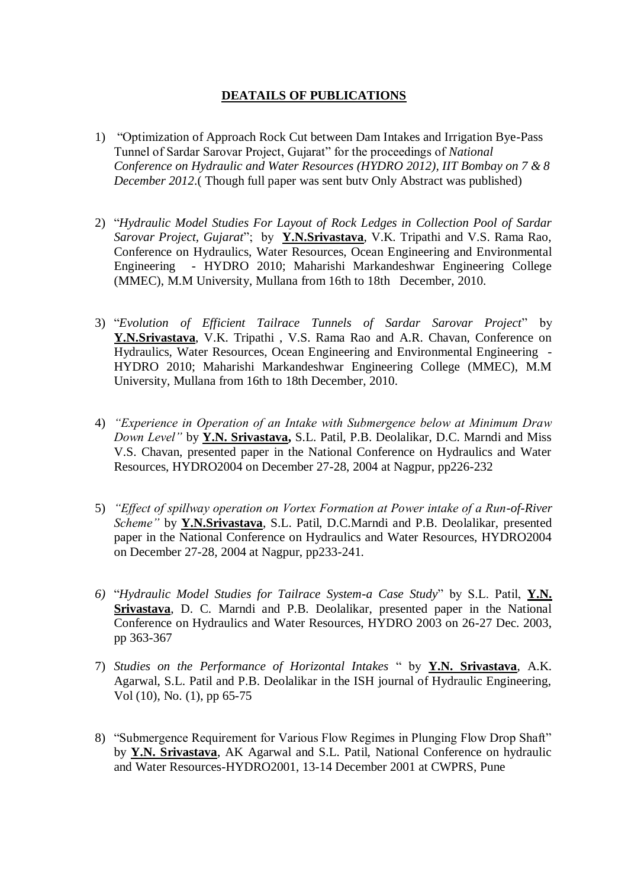## **DEATAILS OF PUBLICATIONS**

1) "Optimization of Approach Rock Cut between Dam Intakes and Irrigation Bye-Pass Tunnel of Sardar Sarovar Project, Gujarat" for the proceedings of *National Conference on Hydraulic and Water Resources (HYDRO 2012), IIT Bombay on 7 & 8 December 2012*.( Though full paper was sent butv Only Abstract was published)

2) "*Hydraulic Model Studies For Layout of Rock Ledges in Collection Pool of Sardar Sarovar Project, Gujarat*"; by **Y.N.Srivastava**, V.K. Tripathi and V.S. Rama Rao, Conference on Hydraulics, Water Resources, Ocean Engineering and Environmental Engineering - HYDRO 2010; Maharishi Markandeshwar Engineering College (MMEC), M.M University, Mullana from 16th to 18th December, 2010.

3) "*Evolution of Efficient Tailrace Tunnels of Sardar Sarovar Project*" by **Y.N.Srivastava**, V.K. Tripathi , V.S. Rama Rao and A.R. Chavan, Conference on Hydraulics, Water Resources, Ocean Engineering and Environmental Engineering - HYDRO 2010; Maharishi Markandeshwar Engineering College (MMEC), M.M University, Mullana from 16th to 18th December, 2010.

4) *"Experience in Operation of an Intake with Submergence below at Minimum Draw Down Level"* by **Y.N. Srivastava,** S.L. Patil, P.B. Deolalikar, D.C. Marndi and Miss V.S. Chavan, presented paper in the National Conference on Hydraulics and Water Resources, HYDRO2004 on December 27-28, 2004 at Nagpur, pp226-232

5) *"Effect of spillway operation on Vortex Formation at Power intake of a Run-of-River Scheme"* by **Y.N.Srivastava**, S.L. Patil, D.C.Marndi and P.B. Deolalikar, presented paper in the National Conference on Hydraulics and Water Resources, HYDRO2004 on December 27-28, 2004 at Nagpur, pp233-241.

6) "*Hydraulic Model Studies for Tailrace System-a Case Study*" by S.L. Patil, **Y.N. Srivastava**, D. C. Marndi and P.B. Deolalikar, presented paper in the National Conference on Hydraulics and Water Resources, HYDRO 2003 on 26-27 Dec. 2003, pp 363-367

7) *Studies on the Performance of Horizontal Intakes* " by **Y.N. Srivastava**, A.K. Agarwal, S.L. Patil and P.B. Deolalikar in the ISH journal of Hydraulic Engineering, Vol (10), No. (1), pp 65-75

8) "Submergence Requirement for Various Flow Regimes in Plunging Flow Drop Shaft" by **Y.N. Srivastava**, AK Agarwal and S.L. Patil, National Conference on hydraulic and Water Resources-HYDRO2001, 13-14 December 2001 at CWPRS, Pune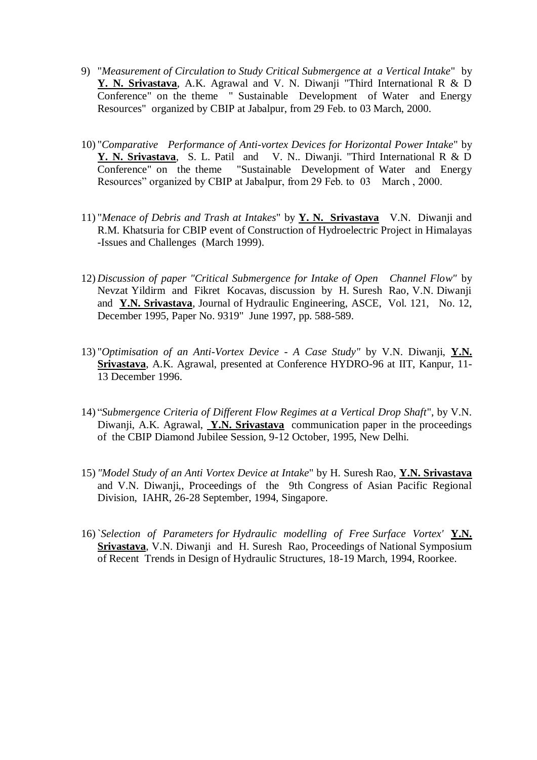9) "*Measurement of Circulation to Study Critical Submergence at a Vertical Intake*" by **Y. N. Srivastava**, A.K. Agrawal and V. N. Diwanji "Third International R & D Conference" on the theme " Sustainable Development of Water and Energy Resources" organized by CBIP at Jabalpur, from 29 Feb. to 03 March, 2000.

10) "*Comparative Performance of Anti-vortex Devices for Horizontal Power Intake*" by **Y. N. Srivastava**, S. L. Patil and V. N.. Diwanji. "Third International R & D Conference" on the theme "Sustainable Development of Water and Energy Resources" organized by CBIP at Jabalpur, from 29 Feb. to 03 March , 2000.

11) "*Menace of Debris and Trash at Intakes*" by **Y. N. Srivastava** V.N. Diwanji and R.M. Khatsuria for CBIP event of Construction of Hydroelectric Project in Himalayas -Issues and Challenges (March 1999).

12) *Discussion of paper "Critical Submergence for Intake of Open Channel Flow"* by Nevzat Yildirm and Fikret Kocavas, discussion by H. Suresh Rao, V.N. Diwanji and **Y.N. Srivastava**, Journal of Hydraulic Engineering, ASCE, Vol. 121, No. 12, December 1995, Paper No. 9319" June 1997, pp. 588-589.

13) "*Optimisation of an Anti-Vortex Device - A Case Study"* by V.N. Diwanji, **Y.N. Srivastava**, A.K. Agrawal, presented at Conference HYDRO-96 at IIT, Kanpur, 11-13 December 1996.

14) "*Submergence Criteria of Different Flow Regimes at a Vertical Drop Shaft*", by V.N. Diwanji, A.K. Agrawal, **Y.N. Srivastava** communication paper in the proceedings of the CBIP Diamond Jubilee Session, 9-12 October, 1995, New Delhi.

15) *"Model Study of an Anti Vortex Device at Intake*" by H. Suresh Rao, **Y.N. Srivastava** and V.N. Diwanji,, Proceedings of the 9th Congress of Asian Pacific Regional Division, IAHR, 26-28 September, 1994, Singapore.

16) `*Selection of Parameters for Hydraulic modelling of Free Surface Vortex'* **Y.N. Srivastava**, V.N. Diwanji and H. Suresh Rao, Proceedings of National Symposium of Recent Trends in Design of Hydraulic Structures, 18-19 March, 1994, Roorkee.